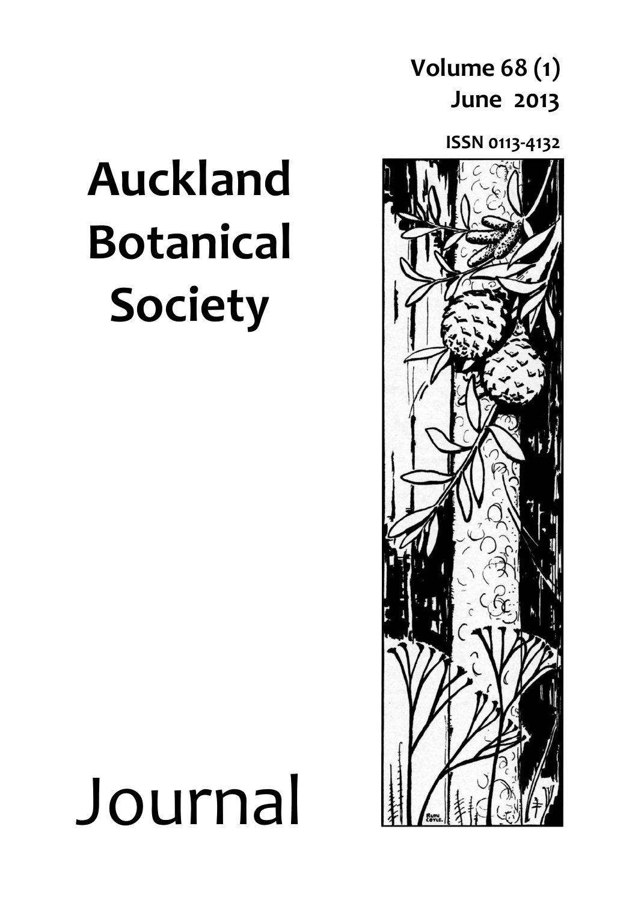Volume 68 (1)
June 2013

ISSN 0113-4132

# Auckland Botanical Society

# Journal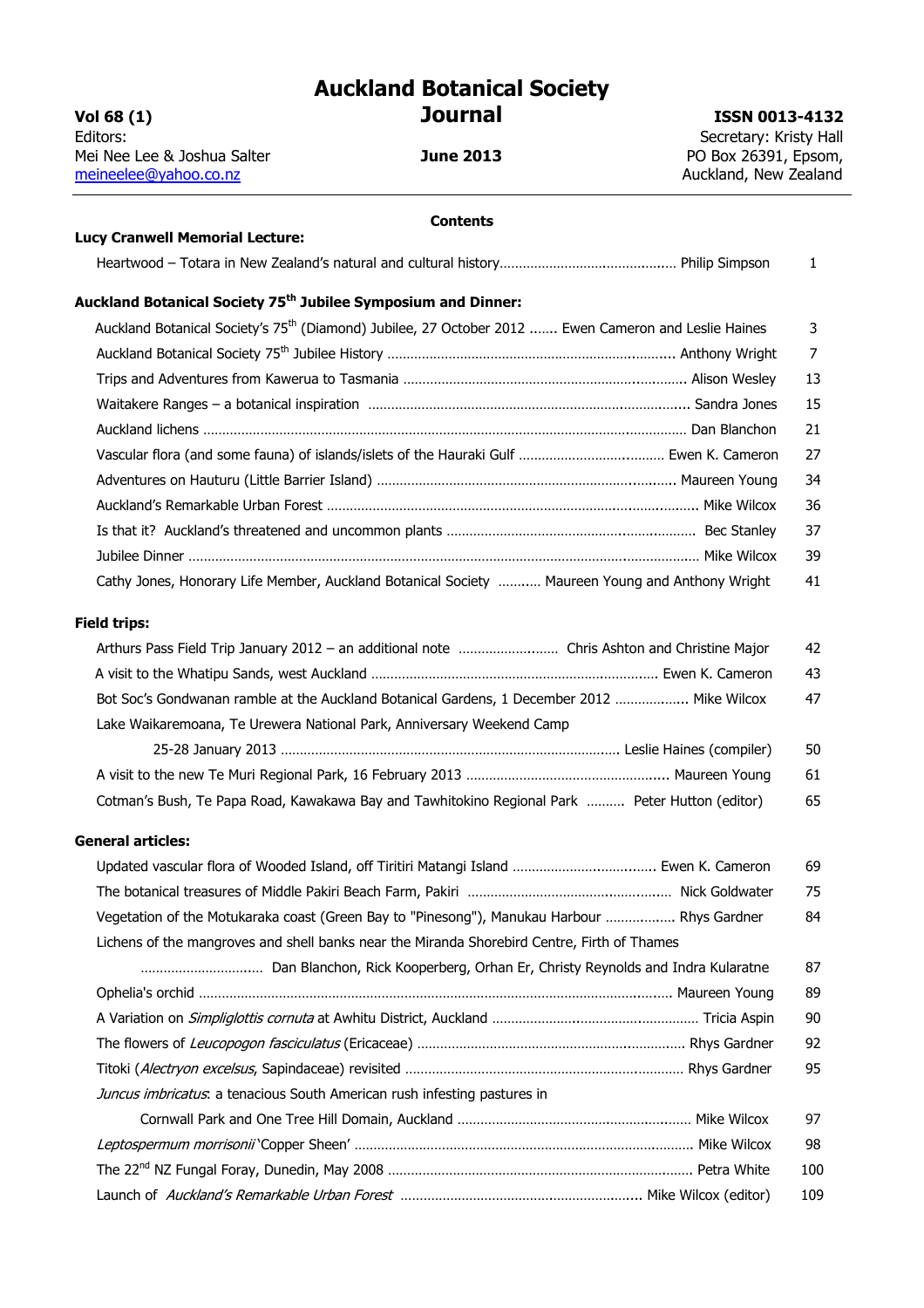# Auckland Botanical Society Journal

**Vol 68 (1)**
Editors:
Mei Nee Lee & Joshua Salter
meineelee@yahoo.co.nz

**June 2013**

**ISSN 0013-4132**
Secretary: Kristy Hall
PO Box 26391, Epsom,
Auckland, New Zealand

## Contents

**Lucy Cranwell Memorial Lecture:**

Heartwood – Totara in New Zealand's natural and cultural history ........ Philip Simpson 1

**Auckland Botanical Society 75th Jubilee Symposium and Dinner:**

Auckland Botanical Society's 75th (Diamond) Jubilee, 27 October 2012 ....... Ewen Cameron and Leslie Haines 3

Auckland Botanical Society 75th Jubilee History ........ Anthony Wright 7

Trips and Adventures from Kawerua to Tasmania ........ Alison Wesley 13

Waitakere Ranges – a botanical inspiration ........ Sandra Jones 15

Auckland lichens ........ Dan Blanchon 21

Vascular flora (and some fauna) of islands/islets of the Hauraki Gulf ........ Ewen K. Cameron 27

Adventures on Hauturu (Little Barrier Island) ........ Maureen Young 34

Auckland's Remarkable Urban Forest ........ Mike Wilcox 36

Is that it? Auckland's threatened and uncommon plants ........ Bec Stanley 37

Jubilee Dinner ........ Mike Wilcox 39

Cathy Jones, Honorary Life Member, Auckland Botanical Society ........ Maureen Young and Anthony Wright 41

**Field trips:**

Arthurs Pass Field Trip January 2012 – an additional note ........ Chris Ashton and Christine Major 42

A visit to the Whatipu Sands, west Auckland ........ Ewen K. Cameron 43

Bot Soc's Gondwanan ramble at the Auckland Botanical Gardens, 1 December 2012 ........ Mike Wilcox 47

Lake Waikaremoana, Te Urewera National Park, Anniversary Weekend Camp 25-28 January 2013 ........ Leslie Haines (compiler) 50

A visit to the new Te Muri Regional Park, 16 February 2013 ........ Maureen Young 61

Cotman's Bush, Te Papa Road, Kawakawa Bay and Tawhitokino Regional Park ........ Peter Hutton (editor) 65

**General articles:**

Updated vascular flora of Wooded Island, off Tiritiri Matangi Island ........ Ewen K. Cameron 69

The botanical treasures of Middle Pakiri Beach Farm, Pakiri ........ Nick Goldwater 75

Vegetation of the Motukaraka coast (Green Bay to "Pinesong"), Manukau Harbour ........ Rhys Gardner 84

Lichens of the mangroves and shell banks near the Miranda Shorebird Centre, Firth of Thames ........ Dan Blanchon, Rick Kooperberg, Orhan Er, Christy Reynolds and Indra Kularatne 87

Ophelia's orchid ........ Maureen Young 89

A Variation on *Simpliglottis cornuta* at Awhitu District, Auckland ........ Tricia Aspin 90

The flowers of *Leucopogon fasciculatus* (Ericaceae) ........ Rhys Gardner 92

Titoki (*Alectryon excelsus*, Sapindaceae) revisited ........ Rhys Gardner 95

*Juncus imbricatus*: a tenacious South American rush infesting pastures in Cornwall Park and One Tree Hill Domain, Auckland ........ Mike Wilcox 97

*Leptospermum morrisonii* 'Copper Sheen' ........ Mike Wilcox 98

The 22nd NZ Fungal Foray, Dunedin, May 2008 ........ Petra White 100

Launch of *Auckland's Remarkable Urban Forest* ........ Mike Wilcox (editor) 109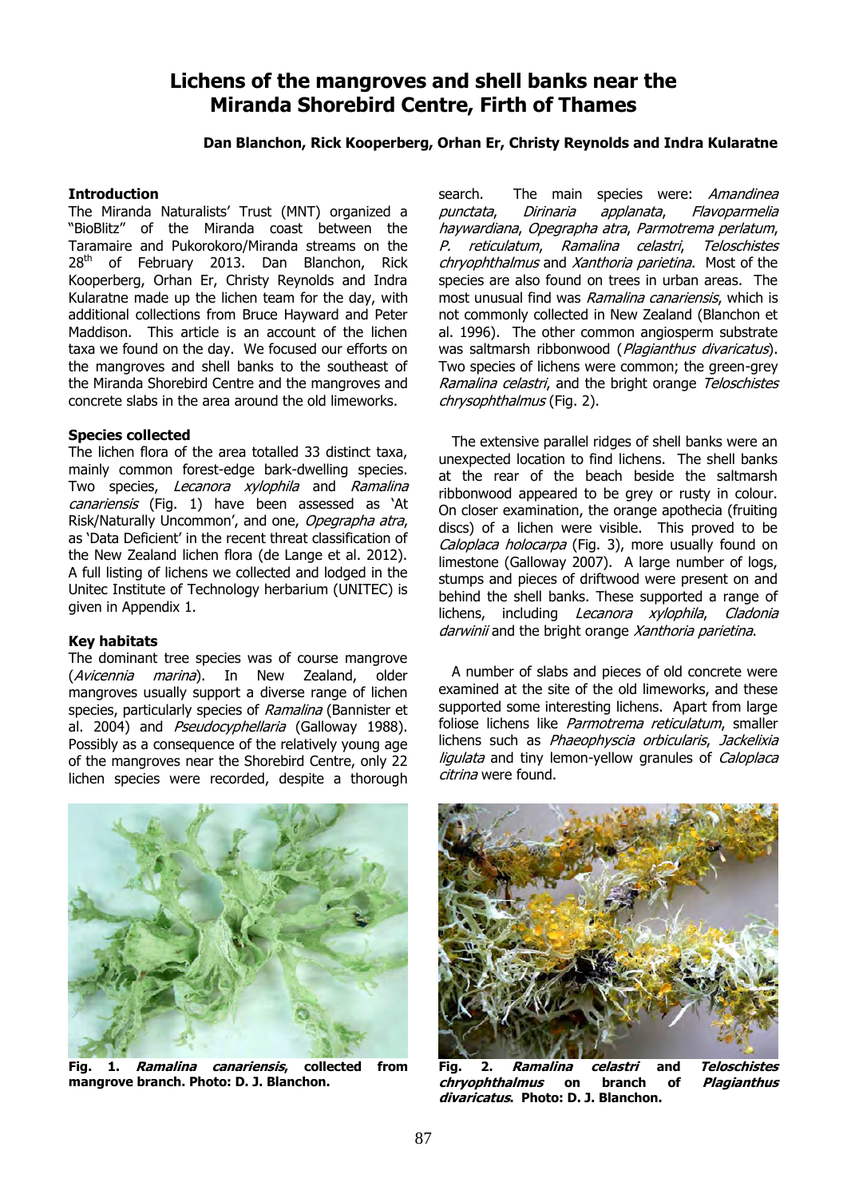# Lichens of the mangroves and shell banks near the Miranda Shorebird Centre, Firth of Thames

**Dan Blanchon, Rick Kooperberg, Orhan Er, Christy Reynolds and Indra Kularatne**

### Introduction

The Miranda Naturalists' Trust (MNT) organized a "BioBlitz" of the Miranda coast between the Taramaire and Pukorokoro/Miranda streams on the 28th of February 2013. Dan Blanchon, Rick Kooperberg, Orhan Er, Christy Reynolds and Indra Kularatne made up the lichen team for the day, with additional collections from Bruce Hayward and Peter Maddison. This article is an account of the lichen taxa we found on the day. We focused our efforts on the mangroves and shell banks to the southeast of the Miranda Shorebird Centre and the mangroves and concrete slabs in the area around the old limeworks.

### Species collected

The lichen flora of the area totalled 33 distinct taxa, mainly common forest-edge bark-dwelling species. Two species, *Lecanora xylophila* and *Ramalina canariensis* (Fig. 1) have been assessed as 'At Risk/Naturally Uncommon', and one, *Opegrapha atra*, as 'Data Deficient' in the recent threat classification of the New Zealand lichen flora (de Lange et al. 2012). A full listing of lichens we collected and lodged in the Unitec Institute of Technology herbarium (UNITEC) is given in Appendix 1.

### Key habitats

The dominant tree species was of course mangrove (*Avicennia marina*). In New Zealand, older mangroves usually support a diverse range of lichen species, particularly species of *Ramalina* (Bannister et al. 2004) and *Pseudocyphellaria* (Galloway 1988). Possibly as a consequence of the relatively young age of the mangroves near the Shorebird Centre, only 22 lichen species were recorded, despite a thorough search. The main species were: *Amandinea punctata*, *Dirinaria applanata*, *Flavoparmelia haywardiana*, *Opegrapha atra*, *Parmotrema perlatum*, *P. reticulatum*, *Ramalina celastri*, *Teloschistes chryophthalmus* and *Xanthoria parietina*. Most of the species are also found on trees in urban areas. The most unusual find was *Ramalina canariensis*, which is not commonly collected in New Zealand (Blanchon et al. 1996). The other common angiosperm substrate was saltmarsh ribbonwood (*Plagianthus divaricatus*). Two species of lichens were common; the green-grey *Ramalina celastri*, and the bright orange *Teloschistes chrysophthalmus* (Fig. 2).

The extensive parallel ridges of shell banks were an unexpected location to find lichens. The shell banks at the rear of the beach beside the saltmarsh ribbonwood appeared to be grey or rusty in colour. On closer examination, the orange apothecia (fruiting discs) of a lichen were visible. This proved to be *Caloplaca holocarpa* (Fig. 3), more usually found on limestone (Galloway 2007). A large number of logs, stumps and pieces of driftwood were present on and behind the shell banks. These supported a range of lichens, including *Lecanora xylophila*, *Cladonia darwinii* and the bright orange *Xanthoria parietina*.

A number of slabs and pieces of old concrete were examined at the site of the old limeworks, and these supported some interesting lichens. Apart from large foliose lichens like *Parmotrema reticulatum*, smaller lichens such as *Phaeophyscia orbicularis*, *Jackelixia ligulata* and tiny lemon-yellow granules of *Caloplaca citrina* were found.

**Fig. 1. *Ramalina canariensis*, collected from mangrove branch. Photo: D. J. Blanchon.**

**Fig. 2. *Ramalina celastri* and *Teloschistes chryophthalmus* on branch of *Plagianthus divaricatus*. Photo: D. J. Blanchon.**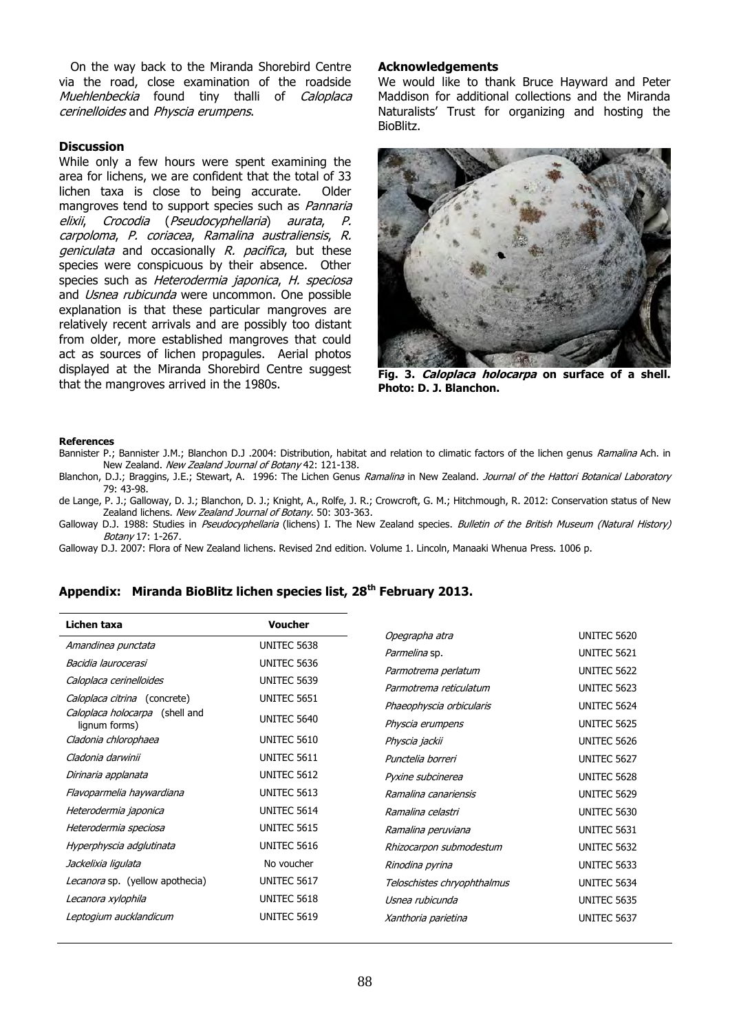On the way back to the Miranda Shorebird Centre via the road, close examination of the roadside *Muehlenbeckia* found tiny thalli of *Caloplaca cerinelloides* and *Physcia erumpens*.

### Discussion

While only a few hours were spent examining the area for lichens, we are confident that the total of 33 lichen taxa is close to being accurate. Older mangroves tend to support species such as *Pannaria elixii*, *Crocodia* (*Pseudocyphellaria*) *aurata*, *P. carpoloma*, *P. coriacea*, *Ramalina australiensis*, *R. geniculata* and occasionally *R. pacifica*, but these species were conspicuous by their absence. Other species such as *Heterodermia japonica*, *H. speciosa* and *Usnea rubicunda* were uncommon. One possible explanation is that these particular mangroves are relatively recent arrivals and are possibly too distant from older, more established mangroves that could act as sources of lichen propagules. Aerial photos displayed at the Miranda Shorebird Centre suggest that the mangroves arrived in the 1980s.

### Acknowledgements

We would like to thank Bruce Hayward and Peter Maddison for additional collections and the Miranda Naturalists' Trust for organizing and hosting the BioBlitz.

**Fig. 3. *Caloplaca holocarpa* on surface of a shell. Photo: D. J. Blanchon.**

#### References

Bannister P.; Bannister J.M.; Blanchon D.J .2004: Distribution, habitat and relation to climatic factors of the lichen genus *Ramalina* Ach. in New Zealand. *New Zealand Journal of Botany* 42: 121-138.

Blanchon, D.J.; Braggins, J.E.; Stewart, A. 1996: The Lichen Genus *Ramalina* in New Zealand. *Journal of the Hattori Botanical Laboratory* 79: 43-98.

de Lange, P. J.; Galloway, D. J.; Blanchon, D. J.; Knight, A., Rolfe, J. R.; Crowcroft, G. M.; Hitchmough, R. 2012: Conservation status of New Zealand lichens. *New Zealand Journal of Botany*. 50: 303-363.

Galloway D.J. 1988: Studies in *Pseudocyphellaria* (lichens) I. The New Zealand species. *Bulletin of the British Museum (Natural History) Botany* 17: 1-267.

Galloway D.J. 2007: Flora of New Zealand lichens. Revised 2nd edition. Volume 1. Lincoln, Manaaki Whenua Press. 1006 p.

### Appendix: Miranda BioBlitz lichen species list, 28th February 2013.

| Lichen taxa | Voucher |
|---|---|
| *Amandinea punctata* | UNITEC 5638 |
| *Bacidia laurocerasi* | UNITEC 5636 |
| *Caloplaca cerinelloides* | UNITEC 5639 |
| *Caloplaca citrina* (concrete) | UNITEC 5651 |
| *Caloplaca holocarpa* (shell and lignum forms) | UNITEC 5640 |
| *Cladonia chlorophaea* | UNITEC 5610 |
| *Cladonia darwinii* | UNITEC 5611 |
| *Dirinaria applanata* | UNITEC 5612 |
| *Flavoparmelia haywardiana* | UNITEC 5613 |
| *Heterodermia japonica* | UNITEC 5614 |
| *Heterodermia speciosa* | UNITEC 5615 |
| *Hyperphyscia adglutinata* | UNITEC 5616 |
| *Jackelixia ligulata* | No voucher |
| *Lecanora* sp. (yellow apothecia) | UNITEC 5617 |
| *Lecanora xylophila* | UNITEC 5618 |
| *Leptogium aucklandicum* | UNITEC 5619 |
| *Opegrapha atra* | UNITEC 5620 |
| *Parmelina* sp. | UNITEC 5621 |
| *Parmotrema perlatum* | UNITEC 5622 |
| *Parmotrema reticulatum* | UNITEC 5623 |
| *Phaeophyscia orbicularis* | UNITEC 5624 |
| *Physcia erumpens* | UNITEC 5625 |
| *Physcia jackii* | UNITEC 5626 |
| *Punctelia borreri* | UNITEC 5627 |
| *Pyxine subcinerea* | UNITEC 5628 |
| *Ramalina canariensis* | UNITEC 5629 |
| *Ramalina celastri* | UNITEC 5630 |
| *Ramalina peruviana* | UNITEC 5631 |
| *Rhizocarpon submodestum* | UNITEC 5632 |
| *Rinodina pyrina* | UNITEC 5633 |
| *Teloschistes chryophthalmus* | UNITEC 5634 |
| *Usnea rubicunda* | UNITEC 5635 |
| *Xanthoria parietina* | UNITEC 5637 |